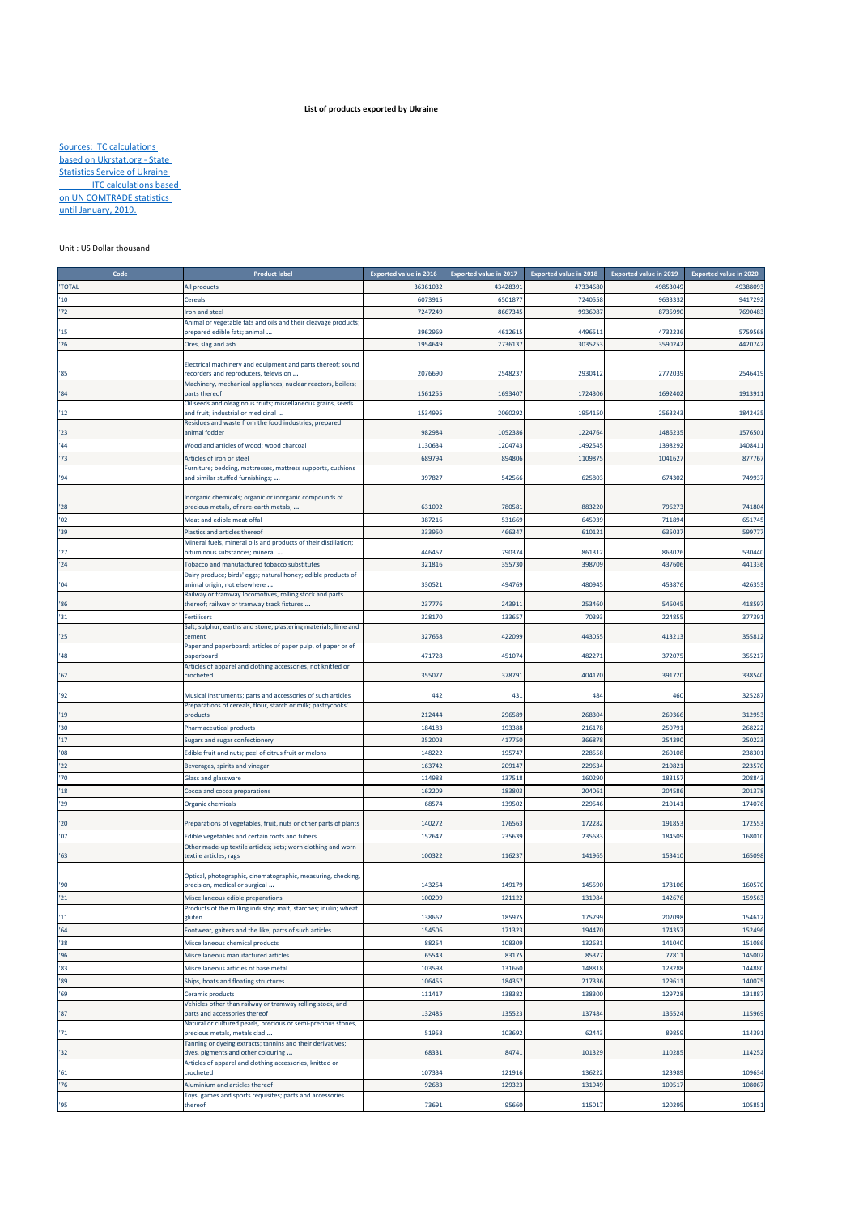# List of products exported by Ukraine

Sources: ITC calculations based on Ukrstat.org - State Statistics Service of Ukraine
ITC calculations based on UN COMTRADE statistics until January, 2019.

Unit : US Dollar thousand

| Code | Product label | Exported value in 2016 | Exported value in 2017 | Exported value in 2018 | Exported value in 2019 | Exported value in 2020 |
|---|---|---|---|---|---|---|
| 'TOTAL | All products | 36361032 | 43428391 | 47334680 | 49853049 | 49388093 |
| '10 | Cereals | 6073915 | 6501877 | 7240558 | 9633332 | 9417292 |
| '72 | Iron and steel | 7247249 | 8667345 | 9936987 | 8735990 | 7690483 |
| '15 | Animal or vegetable fats and oils and their cleavage products; prepared edible fats; animal ... | 3962969 | 4612615 | 4496511 | 4732236 | 5759568 |
| '26 | Ores, slag and ash | 1954649 | 2736137 | 3035253 | 3590242 | 4420742 |
| '85 | Electrical machinery and equipment and parts thereof; sound recorders and reproducers, television ... | 2076690 | 2548237 | 2930412 | 2772039 | 2546419 |
| '84 | Machinery, mechanical appliances, nuclear reactors, boilers; parts thereof | 1561255 | 1693407 | 1724306 | 1692402 | 1913911 |
| '12 | Oil seeds and oleaginous fruits; miscellaneous grains, seeds and fruit; industrial or medicinal ... | 1534995 | 2060292 | 1954150 | 2563243 | 1842435 |
| '23 | Residues and waste from the food industries; prepared animal fodder | 982984 | 1052386 | 1224764 | 1486235 | 1576501 |
| '44 | Wood and articles of wood; wood charcoal | 1130634 | 1204743 | 1492545 | 1398292 | 1408411 |
| '73 | Articles of iron or steel | 689794 | 894806 | 1109875 | 1041627 | 877767 |
| '94 | Furniture; bedding, mattresses, mattress supports, cushions and similar stuffed furnishings; ... | 397827 | 542566 | 625803 | 674302 | 749937 |
| '28 | Inorganic chemicals; organic or inorganic compounds of precious metals, of rare-earth metals, ... | 631092 | 780581 | 883220 | 796273 | 741804 |
| '02 | Meat and edible meat offal | 387216 | 531669 | 645939 | 711894 | 651745 |
| '39 | Plastics and articles thereof | 333950 | 466347 | 610121 | 635037 | 599777 |
| '27 | Mineral fuels, mineral oils and products of their distillation; bituminous substances; mineral ... | 446457 | 790374 | 861312 | 863026 | 530440 |
| '24 | Tobacco and manufactured tobacco substitutes | 321816 | 355730 | 398709 | 437606 | 441336 |
| '04 | Dairy produce; birds' eggs; natural honey; edible products of animal origin, not elsewhere ... | 330521 | 494769 | 480945 | 453876 | 426353 |
| '86 | Railway or tramway locomotives, rolling stock and parts thereof; railway or tramway track fixtures ... | 237776 | 243911 | 253460 | 546045 | 418597 |
| '31 | Fertilisers | 328170 | 133657 | 70393 | 224855 | 377391 |
| '25 | Salt; sulphur; earths and stone; plastering materials, lime and cement | 327658 | 422099 | 443055 | 413213 | 355812 |
| '48 | Paper and paperboard; articles of paper pulp, of paper or of paperboard | 471728 | 451074 | 482271 | 372075 | 355217 |
| '62 | Articles of apparel and clothing accessories, not knitted or crocheted | 355077 | 378791 | 404170 | 391720 | 338540 |
| '92 | Musical instruments; parts and accessories of such articles | 442 | 431 | 484 | 460 | 325287 |
| '19 | Preparations of cereals, flour, starch or milk; pastrycooks' products | 212444 | 296589 | 268304 | 269366 | 312953 |
| '30 | Pharmaceutical products | 184183 | 193388 | 216178 | 250791 | 268222 |
| '17 | Sugars and sugar confectionery | 352008 | 417750 | 366878 | 254390 | 250223 |
| '08 | Edible fruit and nuts; peel of citrus fruit or melons | 148222 | 195747 | 228558 | 260108 | 238301 |
| '22 | Beverages, spirits and vinegar | 163742 | 209147 | 229634 | 210821 | 223570 |
| '70 | Glass and glassware | 114988 | 137518 | 160290 | 183157 | 208843 |
| '18 | Cocoa and cocoa preparations | 162209 | 183803 | 204061 | 204586 | 201378 |
| '29 | Organic chemicals | 68574 | 139502 | 229546 | 210141 | 174076 |
| '20 | Preparations of vegetables, fruit, nuts or other parts of plants | 140272 | 176563 | 172282 | 191853 | 172553 |
| '07 | Edible vegetables and certain roots and tubers | 152647 | 235639 | 235683 | 184509 | 168010 |
| '63 | Other made-up textile articles; sets; worn clothing and worn textile articles; rags | 100322 | 116237 | 141965 | 153410 | 165098 |
| '90 | Optical, photographic, cinematographic, measuring, checking, precision, medical or surgical ... | 143254 | 149179 | 145590 | 178106 | 160570 |
| '21 | Miscellaneous edible preparations | 100209 | 121122 | 131984 | 142676 | 159563 |
| '11 | Products of the milling industry; malt; starches; inulin; wheat gluten | 138662 | 185975 | 175799 | 202098 | 154612 |
| '64 | Footwear, gaiters and the like; parts of such articles | 154506 | 171323 | 194470 | 174357 | 152496 |
| '38 | Miscellaneous chemical products | 88254 | 108309 | 132681 | 141040 | 151086 |
| '96 | Miscellaneous manufactured articles | 65543 | 83175 | 85377 | 77811 | 145002 |
| '83 | Miscellaneous articles of base metal | 103598 | 131660 | 148818 | 128288 | 144880 |
| '89 | Ships, boats and floating structures | 106455 | 184357 | 217336 | 129611 | 140075 |
| '69 | Ceramic products | 111417 | 138382 | 138300 | 129728 | 131887 |
| '87 | Vehicles other than railway or tramway rolling stock, and parts and accessories thereof | 132485 | 135523 | 137484 | 136524 | 115969 |
| '71 | Natural or cultured pearls, precious or semi-precious stones, precious metals, metals clad ... | 51958 | 103692 | 62443 | 89859 | 114391 |
| '32 | Tanning or dyeing extracts; tannins and their derivatives; dyes, pigments and other colouring ... | 68331 | 84741 | 101329 | 110285 | 114252 |
| '61 | Articles of apparel and clothing accessories, knitted or crocheted | 107334 | 121916 | 136222 | 123989 | 109634 |
| '76 | Aluminium and articles thereof | 92683 | 129323 | 131949 | 100517 | 108067 |
| '95 | Toys, games and sports requisites; parts and accessories thereof | 73691 | 95660 | 115017 | 120295 | 105851 |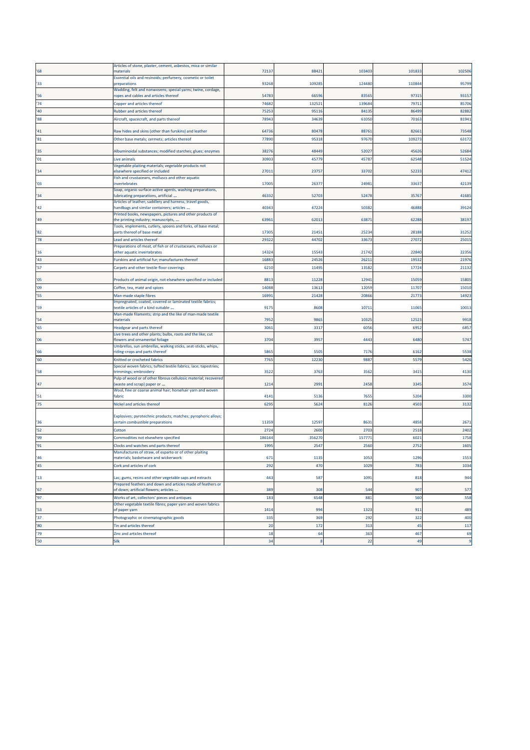| | | | | | | |
|---|---|---|---|---|---|---|
| '68 | Articles of stone, plaster, cement, asbestos, mica or similar materials | 72137 | 88421 | 103403 | 101833 | 102506 |
| '33 | Essential oils and resinoids; perfumery, cosmetic or toilet preparations | 93268 | 109285 | 124480 | 110844 | 95799 |
| '56 | Wadding, felt and nonwovens; special yarns; twine, cordage, ropes and cables and articles thereof | 54783 | 66596 | 83565 | 97315 | 93157 |
| '74 | Copper and articles thereof | 74682 | 132521 | 139684 | 79711 | 85706 |
| '40 | Rubber and articles thereof | 75253 | 95116 | 84135 | 86499 | 82882 |
| '88 | Aircraft, spacecraft, and parts thereof | 78943 | 34639 | 61050 | 70163 | 81941 |
| '41 | Raw hides and skins (other than furskins) and leather | 64736 | 80478 | 88761 | 82661 | 73548 |
| '81 | Other base metals; cermets; articles thereof | 77890 | 95318 | 97670 | 109273 | 63172 |
| '35 | Albuminoidal substances; modified starches; glues; enzymes | 38276 | 48449 | 52027 | 45626 | 52684 |
| '01 | Live animals | 30903 | 45779 | 45787 | 62548 | 51524 |
| '14 | Vegetable plaiting materials; vegetable products not elsewhere specified or included | 27011 | 23757 | 33702 | 52233 | 47412 |
| '03 | Fish and crustaceans, molluscs and other aquatic invertebrates | 17005 | 26377 | 24981 | 33637 | 42139 |
| '34 | Soap, organic surface-active agents, washing preparations, lubricating preparations, artificial ... | 46332 | 52703 | 52478 | 35767 | 41685 |
| '42 | Articles of leather; saddlery and harness; travel goods, handbags and similar containers; articles ... | 40343 | 47224 | 50382 | 46888 | 39124 |
| '49 | Printed books, newspapers, pictures and other products of the printing industry; manuscripts, ... | 63961 | 62013 | 63871 | 62288 | 38197 |
| '82 | Tools, implements, cutlery, spoons and forks, of base metal; parts thereof of base metal | 17305 | 21451 | 25234 | 28188 | 31252 |
| '78 | Lead and articles thereof | 29322 | 44702 | 33673 | 27072 | 25015 |
| '16 | Preparations of meat, of fish or of crustaceans, molluscs or other aquatic invertebrates | 14324 | 15543 | 21742 | 22840 | 22356 |
| '43 | Furskins and artificial fur; manufactures thereof | 16883 | 24526 | 26211 | 19532 | 21976 |
| '57 | Carpets and other textile floor coverings | 6210 | 11495 | 13582 | 17724 | 21132 |
| '05 | Products of animal origin, not elsewhere specified or included | 8813 | 11228 | 12941 | 15059 | 15805 |
| '09 | Coffee, tea, maté and spices | 14088 | 13613 | 12059 | 11707 | 15010 |
| '55 | Man-made staple fibres | 16991 | 21428 | 20866 | 21773 | 14923 |
| '59 | Impregnated, coated, covered or laminated textile fabrics; textile articles of a kind suitable ... | 9175 | 8608 | 10711 | 11065 | 10013 |
| '54 | Man-made filaments; strip and the like of man-made textile materials | 7952 | 9865 | 10325 | 12523 | 9918 |
| '65 | Headgear and parts thereof | 3061 | 3317 | 6056 | 6952 | 6857 |
| '06 | Live trees and other plants; bulbs, roots and the like; cut flowers and ornamental foliage | 3704 | 3957 | 4443 | 6480 | 5747 |
| '66 | Umbrellas, sun umbrellas, walking sticks, seat-sticks, whips, riding-crops and parts thereof | 5865 | 5505 | 7176 | 6162 | 5538 |
| '60 | Knitted or crocheted fabrics | 7765 | 12230 | 9887 | 5579 | 5426 |
| '58 | Special woven fabrics; tufted textile fabrics; lace; tapestries; trimmings; embroidery | 3522 | 3763 | 3562 | 3415 | 4130 |
| '47 | Pulp of wood or of other fibrous cellulosic material; recovered (waste and scrap) paper or ... | 1214 | 2991 | 2458 | 3345 | 3574 |
| '51 | Wool, fine or coarse animal hair; horsehair yarn and woven fabric | 4141 | 5136 | 7655 | 5204 | 3300 |
| '75 | Nickel and articles thereof | 6295 | 5624 | 8126 | 4503 | 3132 |
| '36 | Explosives; pyrotechnic products; matches; pyrophoric alloys; certain combustible preparations | 11359 | 12597 | 8631 | 4858 | 2671 |
| '52 | Cotton | 2724 | 2600 | 2703 | 2518 | 2402 |
| '99 | Commodities not elsewhere specified | 186144 | 356270 | 157771 | 6021 | 1758 |
| '91 | Clocks and watches and parts thereof | 1995 | 2547 | 2560 | 2752 | 1605 |
| '46 | Manufactures of straw, of esparto or of other plaiting materials; basketware and wickerwork | 671 | 1135 | 1053 | 1296 | 1553 |
| '45 | Cork and articles of cork | 292 | 470 | 1029 | 783 | 1034 |
| '13 | Lac; gums, resins and other vegetable saps and extracts | 443 | 587 | 1091 | 818 | 944 |
| '67 | Prepared feathers and down and articles made of feathers or of down; artificial flowers; articles ... | 389 | 308 | 544 | 907 | 577 |
| '97 | Works of art, collectors' pieces and antiques | 183 | 6548 | 881 | 560 | 558 |
| '53 | Other vegetable textile fibres; paper yarn and woven fabrics of paper yarn | 1414 | 994 | 1323 | 911 | 489 |
| '37 | Photographic or cinematographic goods | 335 | 369 | 292 | 322 | 400 |
| '80 | Tin and articles thereof | 20 | 172 | 313 | 45 | 117 |
| '79 | Zinc and articles thereof | 18 | 64 | 363 | 467 | 69 |
| '50 | Silk | 34 | 8 | 22 | 49 | 9 |